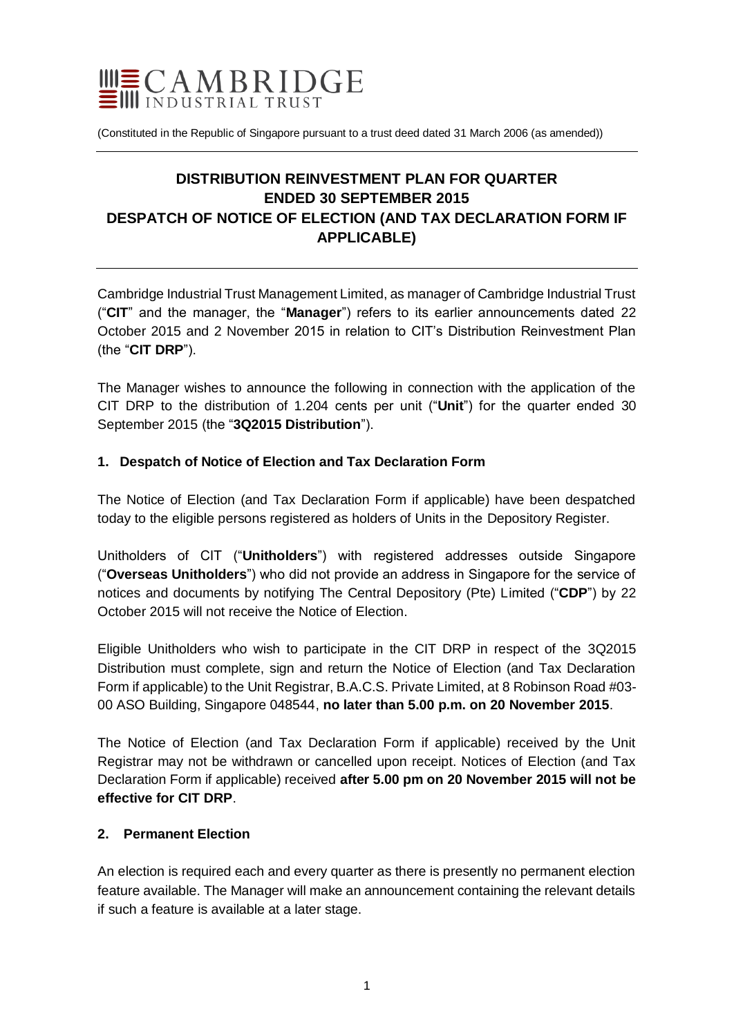# CAMBRIDGE INDUSTRIAL TRUST

(Constituted in the Republic of Singapore pursuant to a trust deed dated 31 March 2006 (as amended))

## DISTRIBUTION REINVESTMENT PLAN FOR QUARTER ENDED 30 SEPTEMBER 2015 DESPATCH OF NOTICE OF ELECTION (AND TAX DECLARATION FORM IF APPLICABLE)

Cambridge Industrial Trust Management Limited, as manager of Cambridge Industrial Trust ("**CIT**" and the manager, the "**Manager**") refers to its earlier announcements dated 22 October 2015 and 2 November 2015 in relation to CIT's Distribution Reinvestment Plan (the "**CIT DRP**").

The Manager wishes to announce the following in connection with the application of the CIT DRP to the distribution of 1.204 cents per unit ("**Unit**") for the quarter ended 30 September 2015 (the "**3Q2015 Distribution**").

### 1. Despatch of Notice of Election and Tax Declaration Form

The Notice of Election (and Tax Declaration Form if applicable) have been despatched today to the eligible persons registered as holders of Units in the Depository Register.

Unitholders of CIT ("**Unitholders**") with registered addresses outside Singapore ("**Overseas Unitholders**") who did not provide an address in Singapore for the service of notices and documents by notifying The Central Depository (Pte) Limited ("**CDP**") by 22 October 2015 will not receive the Notice of Election.

Eligible Unitholders who wish to participate in the CIT DRP in respect of the 3Q2015 Distribution must complete, sign and return the Notice of Election (and Tax Declaration Form if applicable) to the Unit Registrar, B.A.C.S. Private Limited, at 8 Robinson Road #03-00 ASO Building, Singapore 048544, **no later than 5.00 p.m. on 20 November 2015**.

The Notice of Election (and Tax Declaration Form if applicable) received by the Unit Registrar may not be withdrawn or cancelled upon receipt. Notices of Election (and Tax Declaration Form if applicable) received **after 5.00 pm on 20 November 2015 will not be effective for CIT DRP**.

### 2. Permanent Election

An election is required each and every quarter as there is presently no permanent election feature available. The Manager will make an announcement containing the relevant details if such a feature is available at a later stage.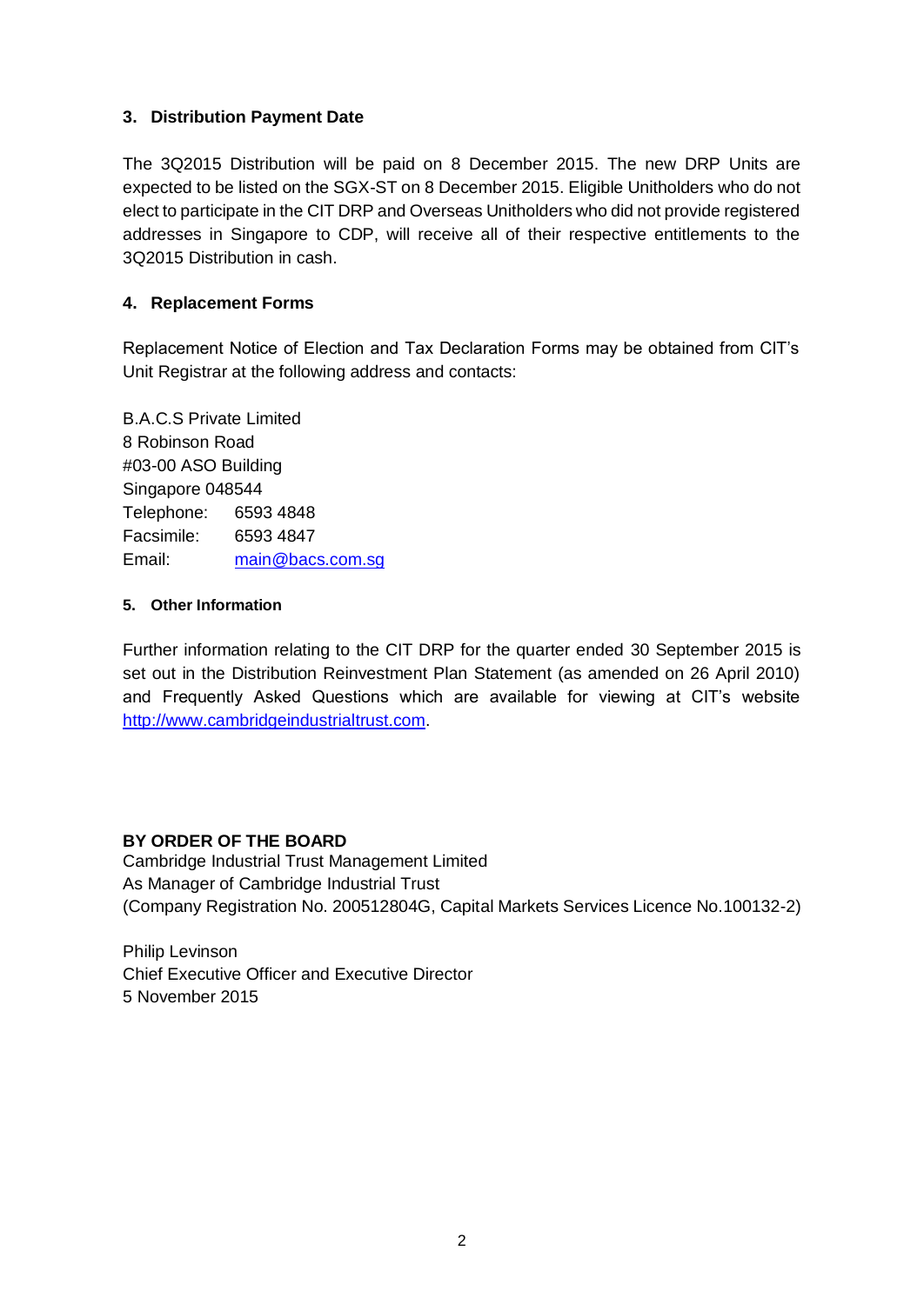### 3. Distribution Payment Date

The 3Q2015 Distribution will be paid on 8 December 2015. The new DRP Units are expected to be listed on the SGX-ST on 8 December 2015. Eligible Unitholders who do not elect to participate in the CIT DRP and Overseas Unitholders who did not provide registered addresses in Singapore to CDP, will receive all of their respective entitlements to the 3Q2015 Distribution in cash.

### 4. Replacement Forms

Replacement Notice of Election and Tax Declaration Forms may be obtained from CIT's Unit Registrar at the following address and contacts:

B.A.C.S Private Limited
8 Robinson Road
#03-00 ASO Building
Singapore 048544
Telephone: 6593 4848
Facsimile: 6593 4847
Email: main@bacs.com.sg

### 5. Other Information

Further information relating to the CIT DRP for the quarter ended 30 September 2015 is set out in the Distribution Reinvestment Plan Statement (as amended on 26 April 2010) and Frequently Asked Questions which are available for viewing at CIT's website http://www.cambridgeindustrialtrust.com.

**BY ORDER OF THE BOARD**
Cambridge Industrial Trust Management Limited
As Manager of Cambridge Industrial Trust
(Company Registration No. 200512804G, Capital Markets Services Licence No.100132-2)

Philip Levinson
Chief Executive Officer and Executive Director
5 November 2015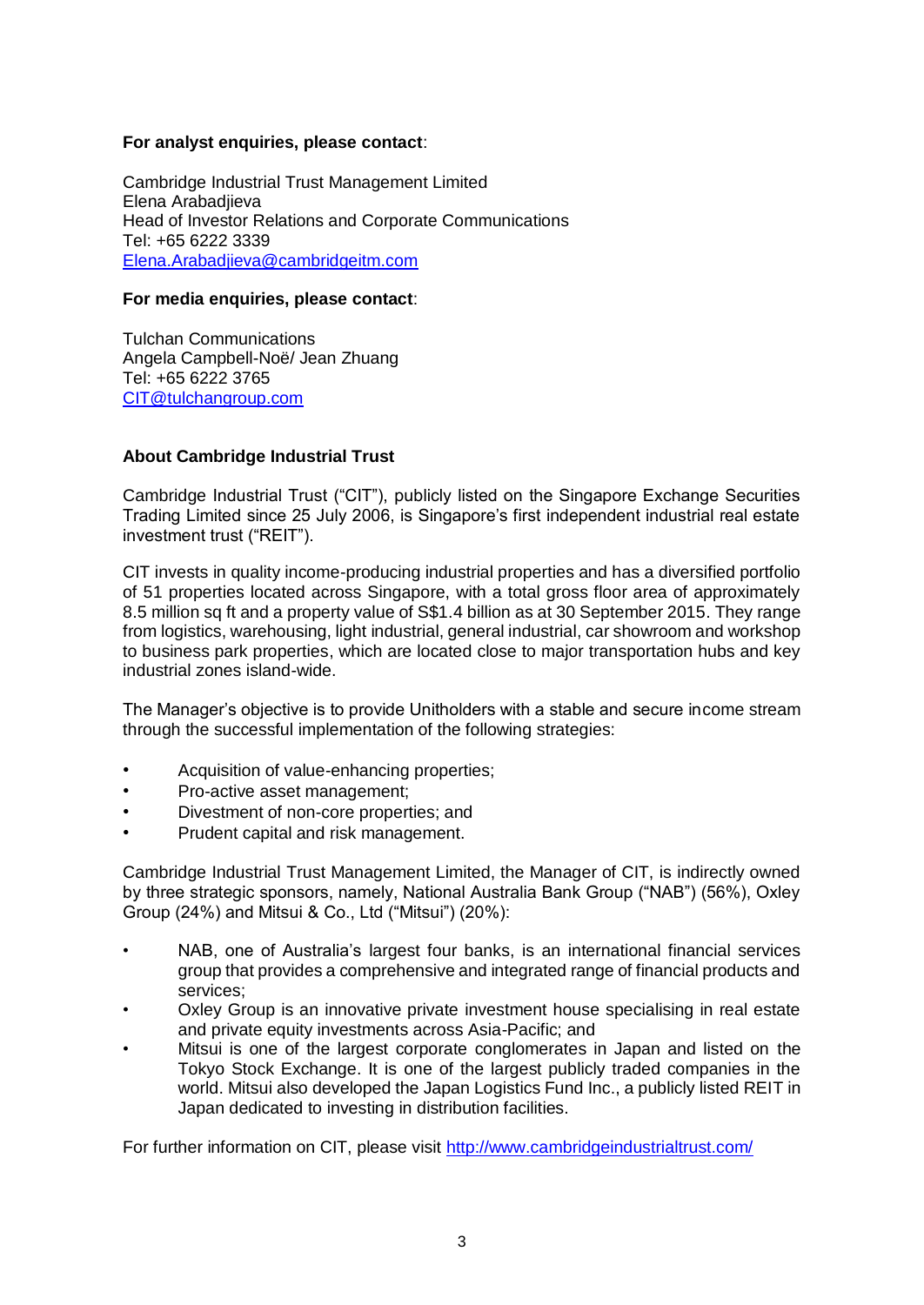**For analyst enquiries, please contact**:

Cambridge Industrial Trust Management Limited
Elena Arabadjieva
Head of Investor Relations and Corporate Communications
Tel: +65 6222 3339
Elena.Arabadjieva@cambridgeitm.com

**For media enquiries, please contact**:

Tulchan Communications
Angela Campbell-Noë/ Jean Zhuang
Tel: +65 6222 3765
CIT@tulchangroup.com

**About Cambridge Industrial Trust**

Cambridge Industrial Trust ("CIT"), publicly listed on the Singapore Exchange Securities Trading Limited since 25 July 2006, is Singapore's first independent industrial real estate investment trust ("REIT").

CIT invests in quality income-producing industrial properties and has a diversified portfolio of 51 properties located across Singapore, with a total gross floor area of approximately 8.5 million sq ft and a property value of S$1.4 billion as at 30 September 2015. They range from logistics, warehousing, light industrial, general industrial, car showroom and workshop to business park properties, which are located close to major transportation hubs and key industrial zones island-wide.

The Manager's objective is to provide Unitholders with a stable and secure income stream through the successful implementation of the following strategies:

- Acquisition of value-enhancing properties;
- Pro-active asset management;
- Divestment of non-core properties; and
- Prudent capital and risk management.

Cambridge Industrial Trust Management Limited, the Manager of CIT, is indirectly owned by three strategic sponsors, namely, National Australia Bank Group ("NAB") (56%), Oxley Group (24%) and Mitsui & Co., Ltd ("Mitsui") (20%):

- NAB, one of Australia's largest four banks, is an international financial services group that provides a comprehensive and integrated range of financial products and services;
- Oxley Group is an innovative private investment house specialising in real estate and private equity investments across Asia-Pacific; and
- Mitsui is one of the largest corporate conglomerates in Japan and listed on the Tokyo Stock Exchange. It is one of the largest publicly traded companies in the world. Mitsui also developed the Japan Logistics Fund Inc., a publicly listed REIT in Japan dedicated to investing in distribution facilities.

For further information on CIT, please visit http://www.cambridgeindustrialtrust.com/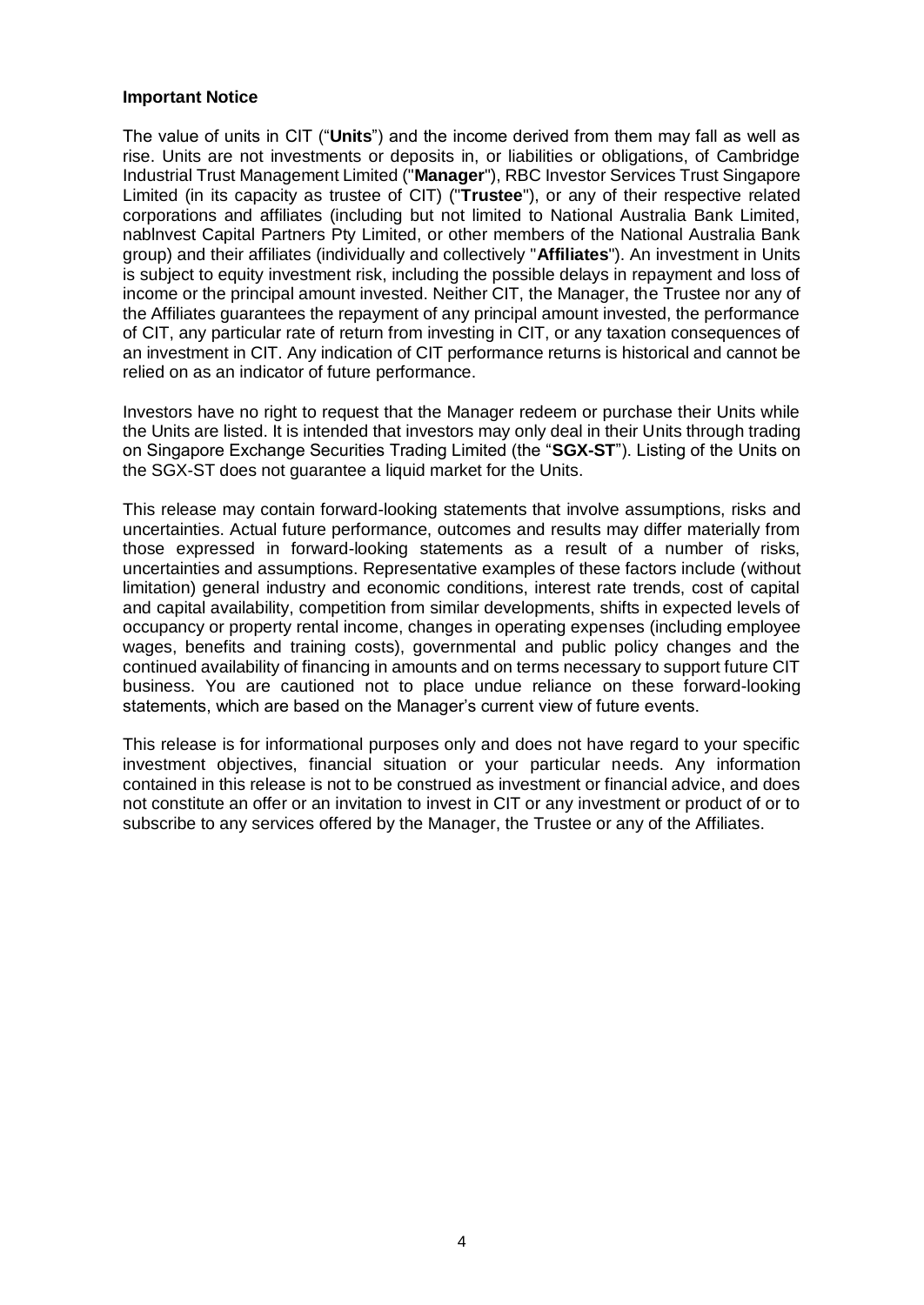**Important Notice**

The value of units in CIT ("**Units**") and the income derived from them may fall as well as rise. Units are not investments or deposits in, or liabilities or obligations, of Cambridge Industrial Trust Management Limited ("**Manager**"), RBC Investor Services Trust Singapore Limited (in its capacity as trustee of CIT) ("**Trustee**"), or any of their respective related corporations and affiliates (including but not limited to National Australia Bank Limited, nablnvest Capital Partners Pty Limited, or other members of the National Australia Bank group) and their affiliates (individually and collectively "**Affiliates**"). An investment in Units is subject to equity investment risk, including the possible delays in repayment and loss of income or the principal amount invested. Neither CIT, the Manager, the Trustee nor any of the Affiliates guarantees the repayment of any principal amount invested, the performance of CIT, any particular rate of return from investing in CIT, or any taxation consequences of an investment in CIT. Any indication of CIT performance returns is historical and cannot be relied on as an indicator of future performance.

Investors have no right to request that the Manager redeem or purchase their Units while the Units are listed. It is intended that investors may only deal in their Units through trading on Singapore Exchange Securities Trading Limited (the "**SGX-ST**"). Listing of the Units on the SGX-ST does not guarantee a liquid market for the Units.

This release may contain forward-looking statements that involve assumptions, risks and uncertainties. Actual future performance, outcomes and results may differ materially from those expressed in forward-looking statements as a result of a number of risks, uncertainties and assumptions. Representative examples of these factors include (without limitation) general industry and economic conditions, interest rate trends, cost of capital and capital availability, competition from similar developments, shifts in expected levels of occupancy or property rental income, changes in operating expenses (including employee wages, benefits and training costs), governmental and public policy changes and the continued availability of financing in amounts and on terms necessary to support future CIT business. You are cautioned not to place undue reliance on these forward-looking statements, which are based on the Manager's current view of future events.

This release is for informational purposes only and does not have regard to your specific investment objectives, financial situation or your particular needs. Any information contained in this release is not to be construed as investment or financial advice, and does not constitute an offer or an invitation to invest in CIT or any investment or product of or to subscribe to any services offered by the Manager, the Trustee or any of the Affiliates.